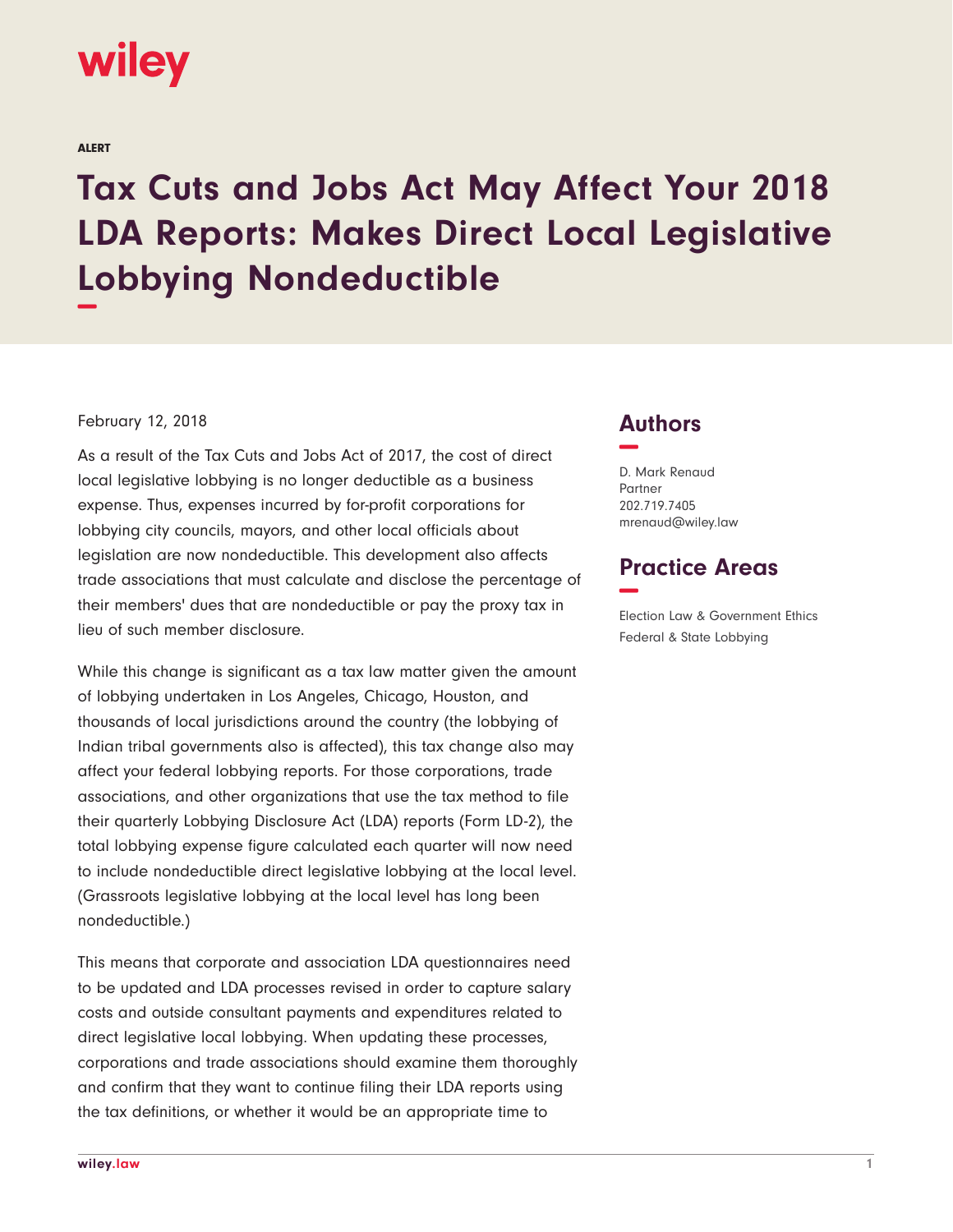wiley

ALERT

# Tax Cuts and Jobs Act May Affect Your 2018 LDA Reports: Makes Direct Local Legislative Lobbying Nondeductible

February 12, 2018

As a result of the Tax Cuts and Jobs Act of 2017, the cost of direct local legislative lobbying is no longer deductible as a business expense. Thus, expenses incurred by for-profit corporations for lobbying city councils, mayors, and other local officials about legislation are now nondeductible. This development also affects trade associations that must calculate and disclose the percentage of their members' dues that are nondeductible or pay the proxy tax in lieu of such member disclosure.

While this change is significant as a tax law matter given the amount of lobbying undertaken in Los Angeles, Chicago, Houston, and thousands of local jurisdictions around the country (the lobbying of Indian tribal governments also is affected), this tax change also may affect your federal lobbying reports. For those corporations, trade associations, and other organizations that use the tax method to file their quarterly Lobbying Disclosure Act (LDA) reports (Form LD-2), the total lobbying expense figure calculated each quarter will now need to include nondeductible direct legislative lobbying at the local level. (Grassroots legislative lobbying at the local level has long been nondeductible.)

This means that corporate and association LDA questionnaires need to be updated and LDA processes revised in order to capture salary costs and outside consultant payments and expenditures related to direct legislative local lobbying. When updating these processes, corporations and trade associations should examine them thoroughly and confirm that they want to continue filing their LDA reports using the tax definitions, or whether it would be an appropriate time to

## Authors

D. Mark Renaud
Partner
202.719.7405
mrenaud@wiley.law

## Practice Areas

Election Law & Government Ethics
Federal & State Lobbying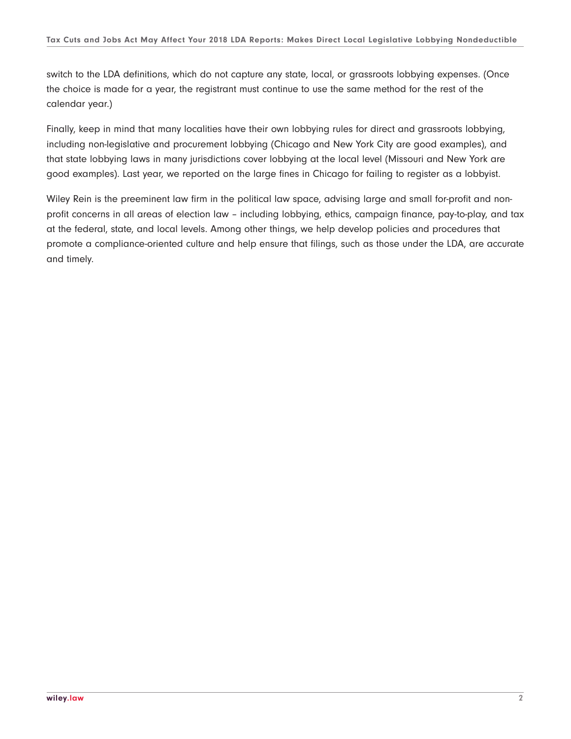switch to the LDA definitions, which do not capture any state, local, or grassroots lobbying expenses. (Once the choice is made for a year, the registrant must continue to use the same method for the rest of the calendar year.)

Finally, keep in mind that many localities have their own lobbying rules for direct and grassroots lobbying, including non-legislative and procurement lobbying (Chicago and New York City are good examples), and that state lobbying laws in many jurisdictions cover lobbying at the local level (Missouri and New York are good examples). Last year, we reported on the large fines in Chicago for failing to register as a lobbyist.

Wiley Rein is the preeminent law firm in the political law space, advising large and small for-profit and non-profit concerns in all areas of election law – including lobbying, ethics, campaign finance, pay-to-play, and tax at the federal, state, and local levels. Among other things, we help develop policies and procedures that promote a compliance-oriented culture and help ensure that filings, such as those under the LDA, are accurate and timely.